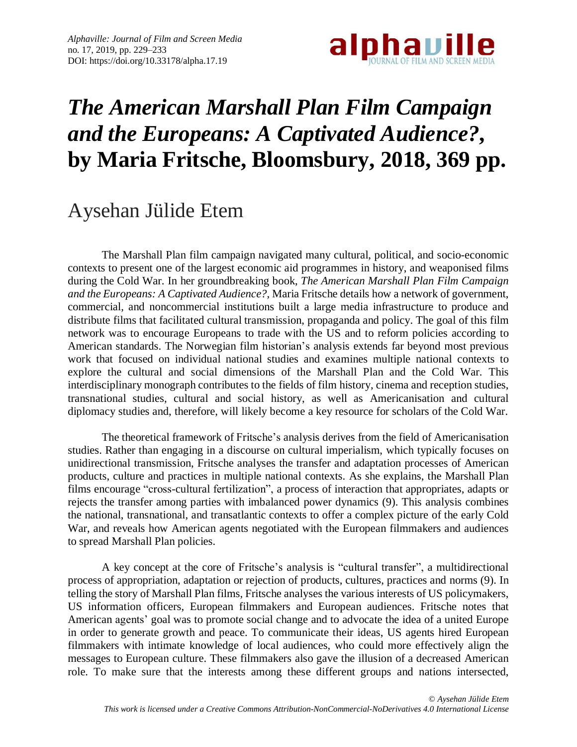# *The American Marshall Plan Film Campaign and the Europeans: A Captivated Audience?*, by Maria Fritsche, Bloomsbury, 2018, 369 pp.

## Aysehan Jülide Etem

The Marshall Plan film campaign navigated many cultural, political, and socio-economic contexts to present one of the largest economic aid programmes in history, and weaponised films during the Cold War. In her groundbreaking book, *The American Marshall Plan Film Campaign and the Europeans: A Captivated Audience?*, Maria Fritsche details how a network of government, commercial, and noncommercial institutions built a large media infrastructure to produce and distribute films that facilitated cultural transmission, propaganda and policy. The goal of this film network was to encourage Europeans to trade with the US and to reform policies according to American standards. The Norwegian film historian's analysis extends far beyond most previous work that focused on individual national studies and examines multiple national contexts to explore the cultural and social dimensions of the Marshall Plan and the Cold War. This interdisciplinary monograph contributes to the fields of film history, cinema and reception studies, transnational studies, cultural and social history, as well as Americanisation and cultural diplomacy studies and, therefore, will likely become a key resource for scholars of the Cold War.

The theoretical framework of Fritsche's analysis derives from the field of Americanisation studies. Rather than engaging in a discourse on cultural imperialism, which typically focuses on unidirectional transmission, Fritsche analyses the transfer and adaptation processes of American products, culture and practices in multiple national contexts. As she explains, the Marshall Plan films encourage "cross-cultural fertilization", a process of interaction that appropriates, adapts or rejects the transfer among parties with imbalanced power dynamics (9). This analysis combines the national, transnational, and transatlantic contexts to offer a complex picture of the early Cold War, and reveals how American agents negotiated with the European filmmakers and audiences to spread Marshall Plan policies.

A key concept at the core of Fritsche's analysis is "cultural transfer", a multidirectional process of appropriation, adaptation or rejection of products, cultures, practices and norms (9). In telling the story of Marshall Plan films, Fritsche analyses the various interests of US policymakers, US information officers, European filmmakers and European audiences. Fritsche notes that American agents' goal was to promote social change and to advocate the idea of a united Europe in order to generate growth and peace. To communicate their ideas, US agents hired European filmmakers with intimate knowledge of local audiences, who could more effectively align the messages to European culture. These filmmakers also gave the illusion of a decreased American role. To make sure that the interests among these different groups and nations intersected,

© Aysehan Jülide Etem
This work is licensed under a Creative Commons Attribution-NonCommercial-NoDerivatives 4.0 International License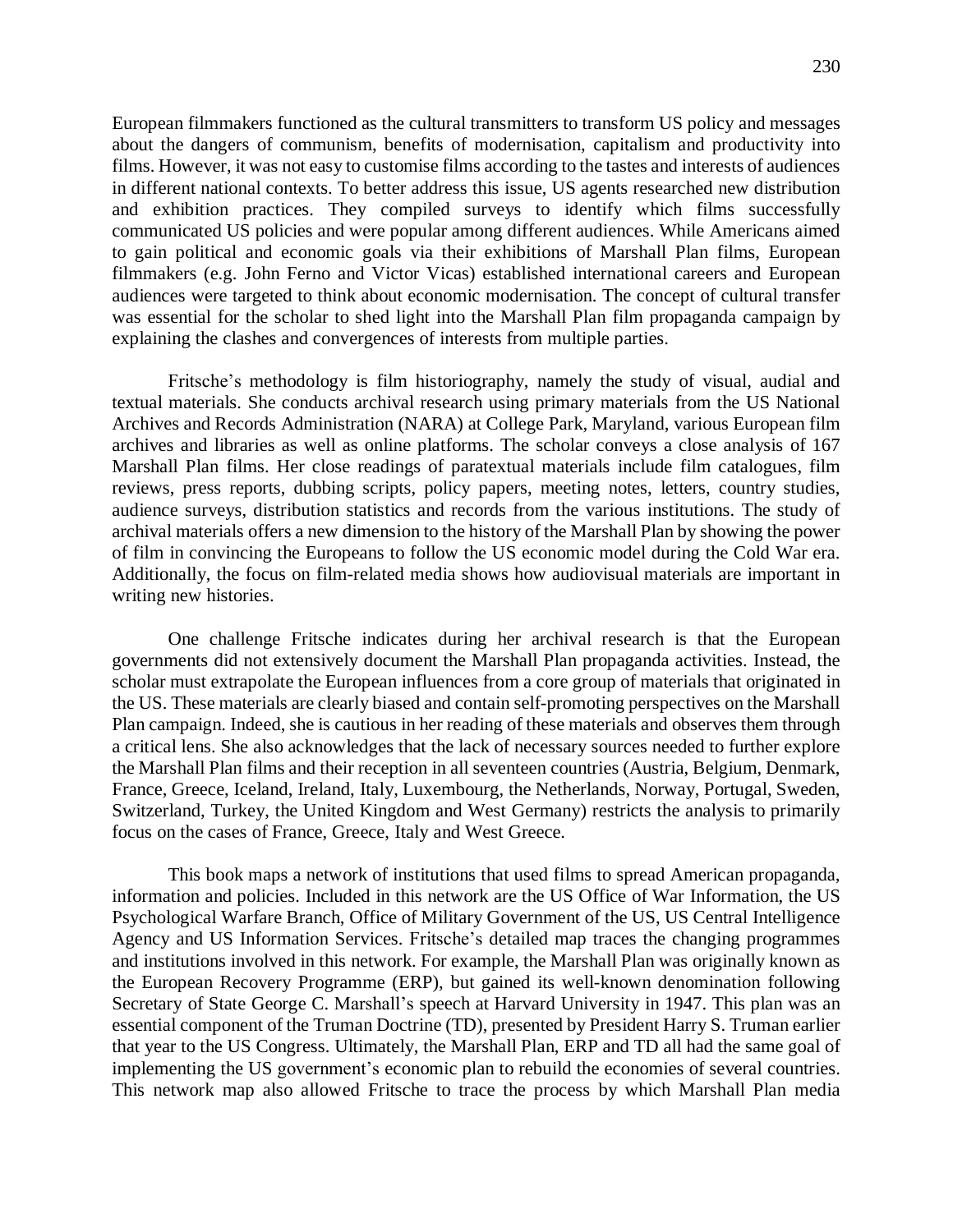European filmmakers functioned as the cultural transmitters to transform US policy and messages about the dangers of communism, benefits of modernisation, capitalism and productivity into films. However, it was not easy to customise films according to the tastes and interests of audiences in different national contexts. To better address this issue, US agents researched new distribution and exhibition practices. They compiled surveys to identify which films successfully communicated US policies and were popular among different audiences. While Americans aimed to gain political and economic goals via their exhibitions of Marshall Plan films, European filmmakers (e.g. John Ferno and Victor Vicas) established international careers and European audiences were targeted to think about economic modernisation. The concept of cultural transfer was essential for the scholar to shed light into the Marshall Plan film propaganda campaign by explaining the clashes and convergences of interests from multiple parties.

Fritsche's methodology is film historiography, namely the study of visual, audial and textual materials. She conducts archival research using primary materials from the US National Archives and Records Administration (NARA) at College Park, Maryland, various European film archives and libraries as well as online platforms. The scholar conveys a close analysis of 167 Marshall Plan films. Her close readings of paratextual materials include film catalogues, film reviews, press reports, dubbing scripts, policy papers, meeting notes, letters, country studies, audience surveys, distribution statistics and records from the various institutions. The study of archival materials offers a new dimension to the history of the Marshall Plan by showing the power of film in convincing the Europeans to follow the US economic model during the Cold War era. Additionally, the focus on film-related media shows how audiovisual materials are important in writing new histories.

One challenge Fritsche indicates during her archival research is that the European governments did not extensively document the Marshall Plan propaganda activities. Instead, the scholar must extrapolate the European influences from a core group of materials that originated in the US. These materials are clearly biased and contain self-promoting perspectives on the Marshall Plan campaign. Indeed, she is cautious in her reading of these materials and observes them through a critical lens. She also acknowledges that the lack of necessary sources needed to further explore the Marshall Plan films and their reception in all seventeen countries (Austria, Belgium, Denmark, France, Greece, Iceland, Ireland, Italy, Luxembourg, the Netherlands, Norway, Portugal, Sweden, Switzerland, Turkey, the United Kingdom and West Germany) restricts the analysis to primarily focus on the cases of France, Greece, Italy and West Greece.

This book maps a network of institutions that used films to spread American propaganda, information and policies. Included in this network are the US Office of War Information, the US Psychological Warfare Branch, Office of Military Government of the US, US Central Intelligence Agency and US Information Services. Fritsche's detailed map traces the changing programmes and institutions involved in this network. For example, the Marshall Plan was originally known as the European Recovery Programme (ERP), but gained its well-known denomination following Secretary of State George C. Marshall's speech at Harvard University in 1947. This plan was an essential component of the Truman Doctrine (TD), presented by President Harry S. Truman earlier that year to the US Congress. Ultimately, the Marshall Plan, ERP and TD all had the same goal of implementing the US government's economic plan to rebuild the economies of several countries. This network map also allowed Fritsche to trace the process by which Marshall Plan media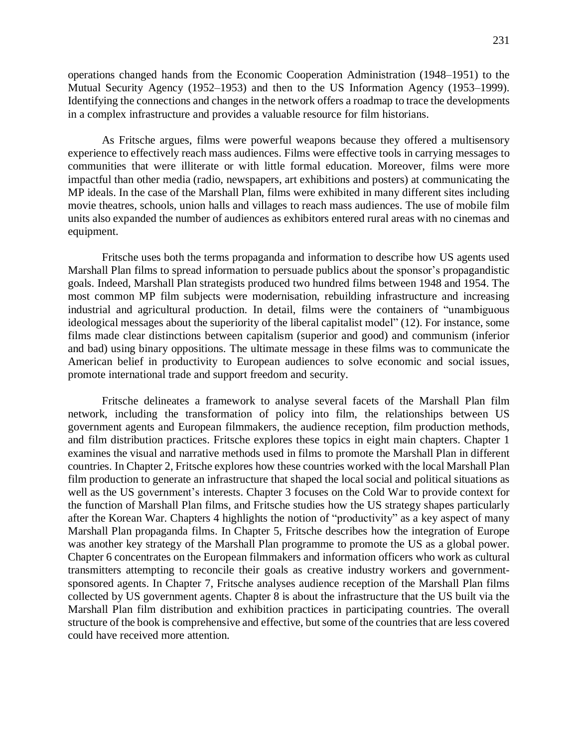operations changed hands from the Economic Cooperation Administration (1948–1951) to the Mutual Security Agency (1952–1953) and then to the US Information Agency (1953–1999). Identifying the connections and changes in the network offers a roadmap to trace the developments in a complex infrastructure and provides a valuable resource for film historians.

As Fritsche argues, films were powerful weapons because they offered a multisensory experience to effectively reach mass audiences. Films were effective tools in carrying messages to communities that were illiterate or with little formal education. Moreover, films were more impactful than other media (radio, newspapers, art exhibitions and posters) at communicating the MP ideals. In the case of the Marshall Plan, films were exhibited in many different sites including movie theatres, schools, union halls and villages to reach mass audiences. The use of mobile film units also expanded the number of audiences as exhibitors entered rural areas with no cinemas and equipment.

Fritsche uses both the terms propaganda and information to describe how US agents used Marshall Plan films to spread information to persuade publics about the sponsor's propagandistic goals. Indeed, Marshall Plan strategists produced two hundred films between 1948 and 1954. The most common MP film subjects were modernisation, rebuilding infrastructure and increasing industrial and agricultural production. In detail, films were the containers of "unambiguous ideological messages about the superiority of the liberal capitalist model" (12). For instance, some films made clear distinctions between capitalism (superior and good) and communism (inferior and bad) using binary oppositions. The ultimate message in these films was to communicate the American belief in productivity to European audiences to solve economic and social issues, promote international trade and support freedom and security.

Fritsche delineates a framework to analyse several facets of the Marshall Plan film network, including the transformation of policy into film, the relationships between US government agents and European filmmakers, the audience reception, film production methods, and film distribution practices. Fritsche explores these topics in eight main chapters. Chapter 1 examines the visual and narrative methods used in films to promote the Marshall Plan in different countries. In Chapter 2, Fritsche explores how these countries worked with the local Marshall Plan film production to generate an infrastructure that shaped the local social and political situations as well as the US government's interests. Chapter 3 focuses on the Cold War to provide context for the function of Marshall Plan films, and Fritsche studies how the US strategy shapes particularly after the Korean War. Chapters 4 highlights the notion of "productivity" as a key aspect of many Marshall Plan propaganda films. In Chapter 5, Fritsche describes how the integration of Europe was another key strategy of the Marshall Plan programme to promote the US as a global power. Chapter 6 concentrates on the European filmmakers and information officers who work as cultural transmitters attempting to reconcile their goals as creative industry workers and government-sponsored agents. In Chapter 7, Fritsche analyses audience reception of the Marshall Plan films collected by US government agents. Chapter 8 is about the infrastructure that the US built via the Marshall Plan film distribution and exhibition practices in participating countries. The overall structure of the book is comprehensive and effective, but some of the countries that are less covered could have received more attention.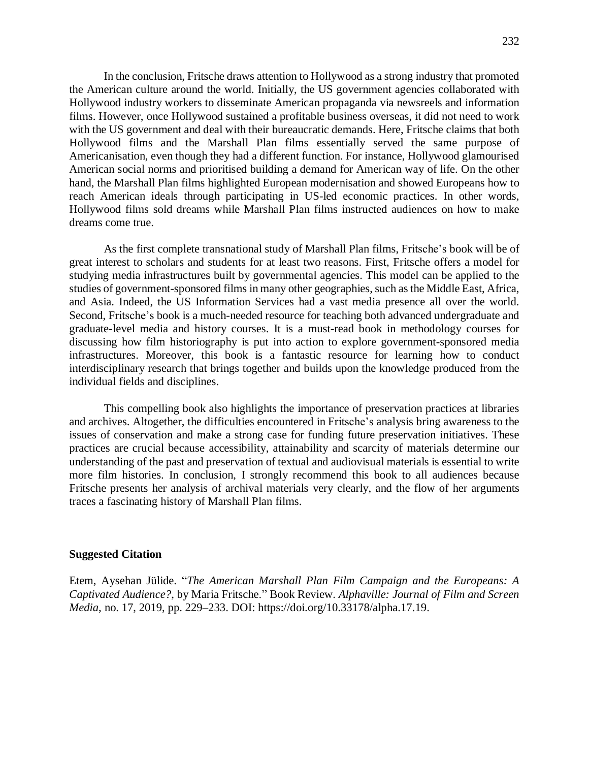In the conclusion, Fritsche draws attention to Hollywood as a strong industry that promoted the American culture around the world. Initially, the US government agencies collaborated with Hollywood industry workers to disseminate American propaganda via newsreels and information films. However, once Hollywood sustained a profitable business overseas, it did not need to work with the US government and deal with their bureaucratic demands. Here, Fritsche claims that both Hollywood films and the Marshall Plan films essentially served the same purpose of Americanisation, even though they had a different function. For instance, Hollywood glamourised American social norms and prioritised building a demand for American way of life. On the other hand, the Marshall Plan films highlighted European modernisation and showed Europeans how to reach American ideals through participating in US-led economic practices. In other words, Hollywood films sold dreams while Marshall Plan films instructed audiences on how to make dreams come true.

As the first complete transnational study of Marshall Plan films, Fritsche's book will be of great interest to scholars and students for at least two reasons. First, Fritsche offers a model for studying media infrastructures built by governmental agencies. This model can be applied to the studies of government-sponsored films in many other geographies, such as the Middle East, Africa, and Asia. Indeed, the US Information Services had a vast media presence all over the world. Second, Fritsche's book is a much-needed resource for teaching both advanced undergraduate and graduate-level media and history courses. It is a must-read book in methodology courses for discussing how film historiography is put into action to explore government-sponsored media infrastructures. Moreover, this book is a fantastic resource for learning how to conduct interdisciplinary research that brings together and builds upon the knowledge produced from the individual fields and disciplines.

This compelling book also highlights the importance of preservation practices at libraries and archives. Altogether, the difficulties encountered in Fritsche's analysis bring awareness to the issues of conservation and make a strong case for funding future preservation initiatives. These practices are crucial because accessibility, attainability and scarcity of materials determine our understanding of the past and preservation of textual and audiovisual materials is essential to write more film histories. In conclusion, I strongly recommend this book to all audiences because Fritsche presents her analysis of archival materials very clearly, and the flow of her arguments traces a fascinating history of Marshall Plan films.

**Suggested Citation**

Etem, Aysehan Jülide. "*The American Marshall Plan Film Campaign and the Europeans: A Captivated Audience?*, by Maria Fritsche." Book Review. *Alphaville: Journal of Film and Screen Media*, no. 17, 2019, pp. 229–233. DOI: https://doi.org/10.33178/alpha.17.19.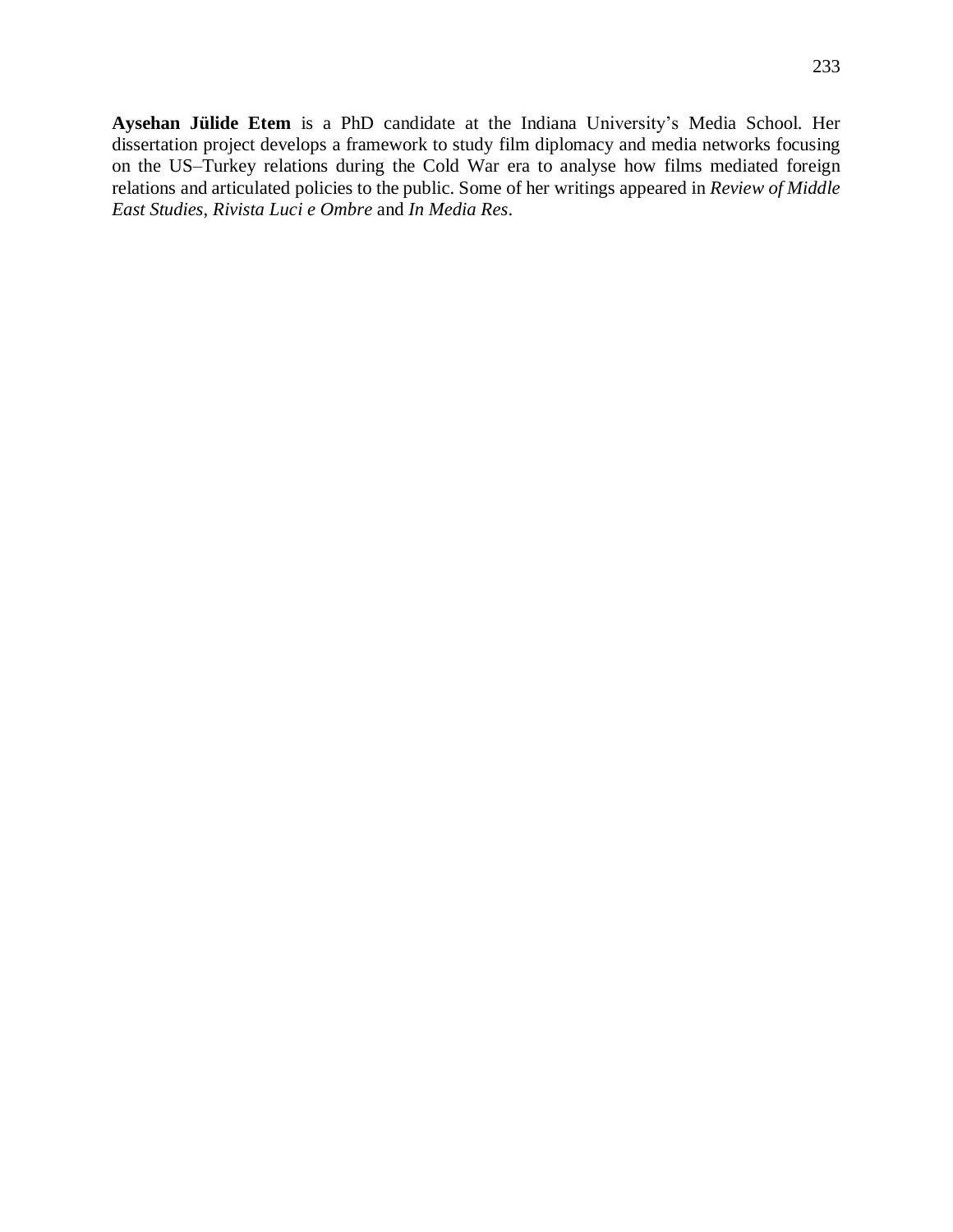**Aysehan Jülide Etem** is a PhD candidate at the Indiana University's Media School. Her dissertation project develops a framework to study film diplomacy and media networks focusing on the US–Turkey relations during the Cold War era to analyse how films mediated foreign relations and articulated policies to the public. Some of her writings appeared in *Review of Middle East Studies*, *Rivista Luci e Ombre* and *In Media Res*.